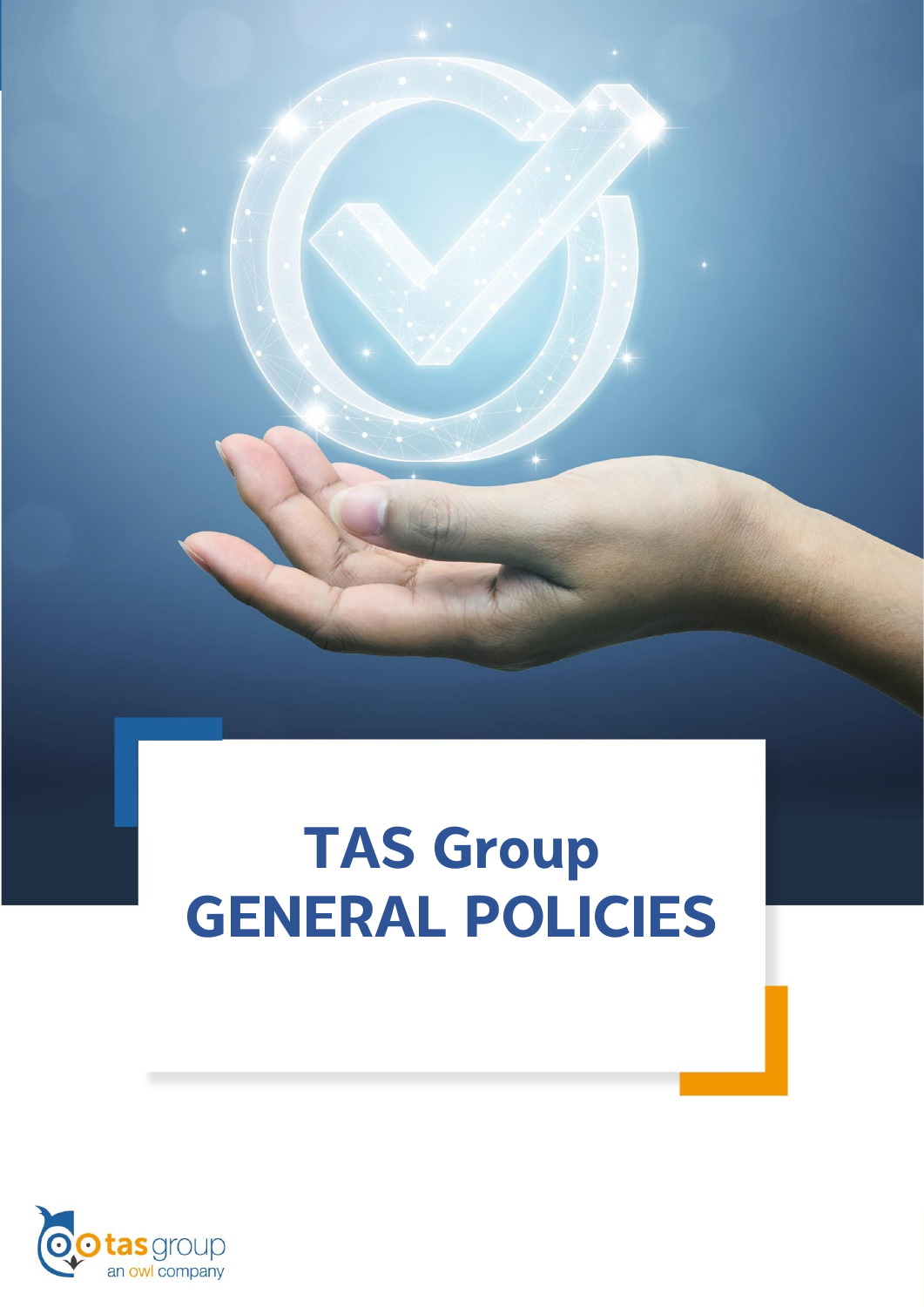# TAS Group GENERAL POLICIES

tas group
an owl company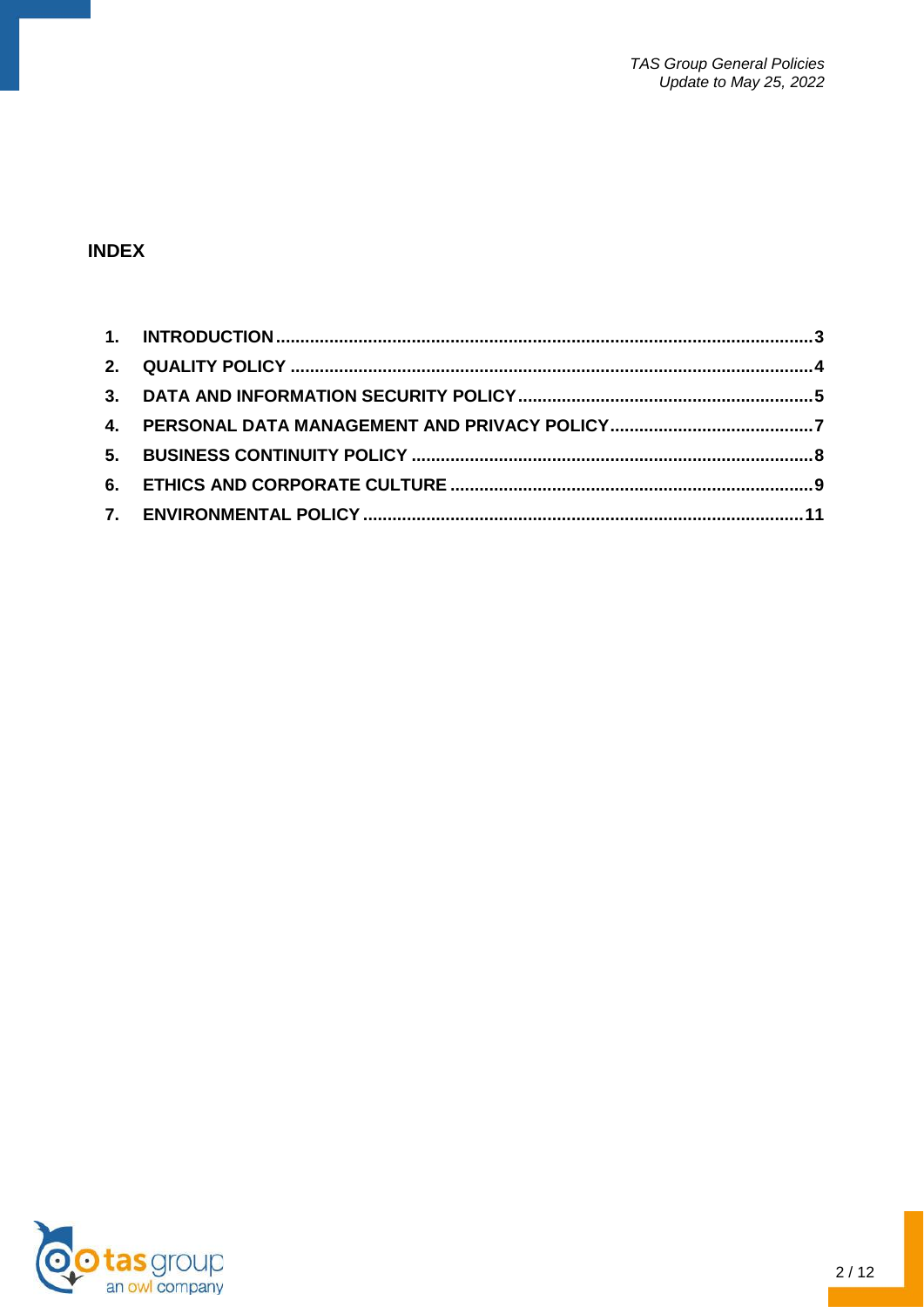## INDEX

1. INTRODUCTION ..... 3
2. QUALITY POLICY ..... 4
3. DATA AND INFORMATION SECURITY POLICY ..... 5
4. PERSONAL DATA MANAGEMENT AND PRIVACY POLICY ..... 7
5. BUSINESS CONTINUITY POLICY ..... 8
6. ETHICS AND CORPORATE CULTURE ..... 9
7. ENVIRONMENTAL POLICY ..... 11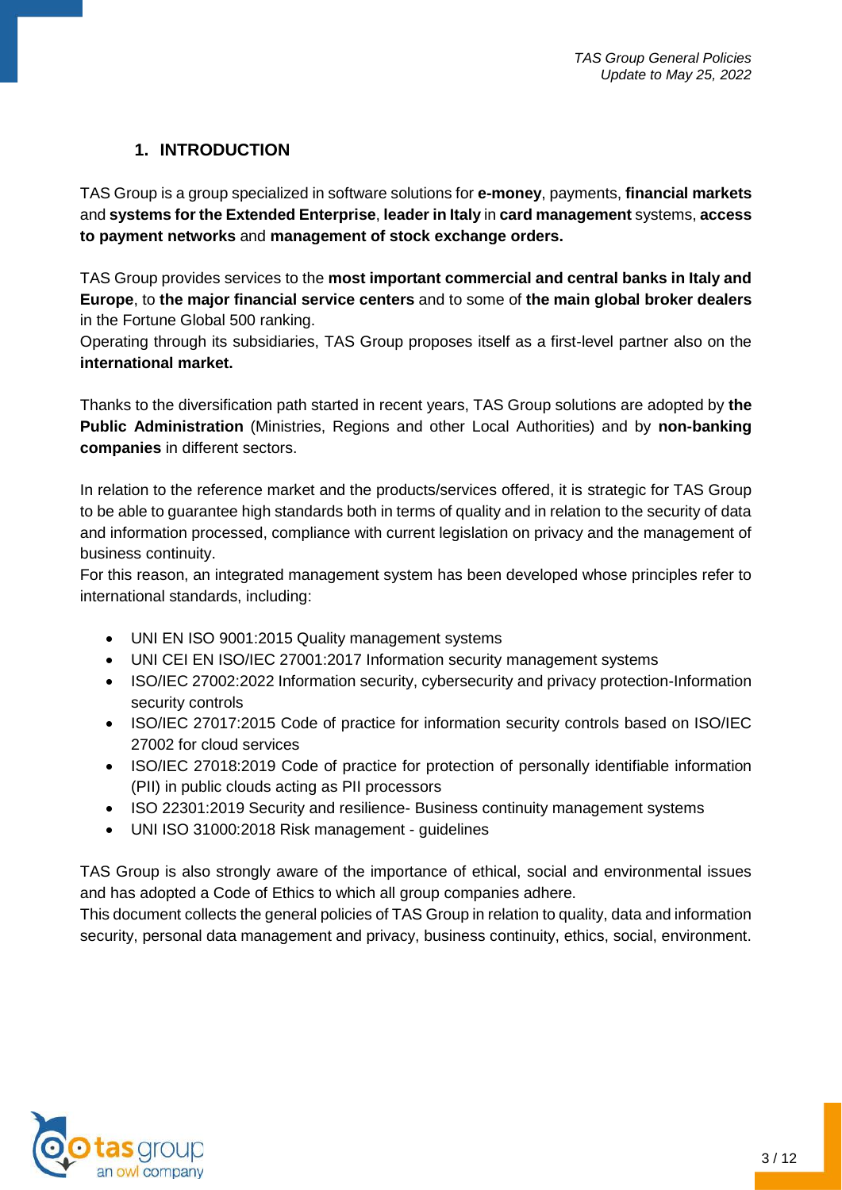## 1. INTRODUCTION

TAS Group is a group specialized in software solutions for **e-money**, payments, **financial markets** and **systems for the Extended Enterprise**, **leader in Italy** in **card management** systems, **access to payment networks** and **management of stock exchange orders.**

TAS Group provides services to the **most important commercial and central banks in Italy and Europe**, to **the major financial service centers** and to some of **the main global broker dealers** in the Fortune Global 500 ranking.

Operating through its subsidiaries, TAS Group proposes itself as a first-level partner also on the **international market.**

Thanks to the diversification path started in recent years, TAS Group solutions are adopted by **the Public Administration** (Ministries, Regions and other Local Authorities) and by **non-banking companies** in different sectors.

In relation to the reference market and the products/services offered, it is strategic for TAS Group to be able to guarantee high standards both in terms of quality and in relation to the security of data and information processed, compliance with current legislation on privacy and the management of business continuity.

For this reason, an integrated management system has been developed whose principles refer to international standards, including:

- UNI EN ISO 9001:2015 Quality management systems
- UNI CEI EN ISO/IEC 27001:2017 Information security management systems
- ISO/IEC 27002:2022 Information security, cybersecurity and privacy protection-Information security controls
- ISO/IEC 27017:2015 Code of practice for information security controls based on ISO/IEC 27002 for cloud services
- ISO/IEC 27018:2019 Code of practice for protection of personally identifiable information (PII) in public clouds acting as PII processors
- ISO 22301:2019 Security and resilience- Business continuity management systems
- UNI ISO 31000:2018 Risk management - guidelines

TAS Group is also strongly aware of the importance of ethical, social and environmental issues and has adopted a Code of Ethics to which all group companies adhere.

This document collects the general policies of TAS Group in relation to quality, data and information security, personal data management and privacy, business continuity, ethics, social, environment.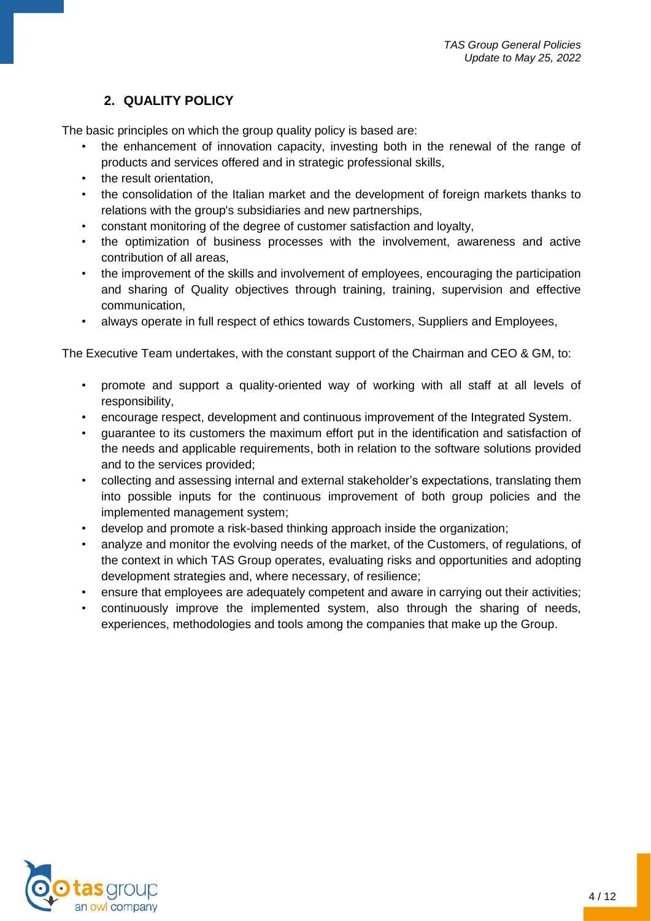## 2. QUALITY POLICY

The basic principles on which the group quality policy is based are:

- the enhancement of innovation capacity, investing both in the renewal of the range of products and services offered and in strategic professional skills,
- the result orientation,
- the consolidation of the Italian market and the development of foreign markets thanks to relations with the group's subsidiaries and new partnerships,
- constant monitoring of the degree of customer satisfaction and loyalty,
- the optimization of business processes with the involvement, awareness and active contribution of all areas,
- the improvement of the skills and involvement of employees, encouraging the participation and sharing of Quality objectives through training, training, supervision and effective communication,
- always operate in full respect of ethics towards Customers, Suppliers and Employees,

The Executive Team undertakes, with the constant support of the Chairman and CEO & GM, to:

- promote and support a quality-oriented way of working with all staff at all levels of responsibility,
- encourage respect, development and continuous improvement of the Integrated System.
- guarantee to its customers the maximum effort put in the identification and satisfaction of the needs and applicable requirements, both in relation to the software solutions provided and to the services provided;
- collecting and assessing internal and external stakeholder's expectations, translating them into possible inputs for the continuous improvement of both group policies and the implemented management system;
- develop and promote a risk-based thinking approach inside the organization;
- analyze and monitor the evolving needs of the market, of the Customers, of regulations, of the context in which TAS Group operates, evaluating risks and opportunities and adopting development strategies and, where necessary, of resilience;
- ensure that employees are adequately competent and aware in carrying out their activities;
- continuously improve the implemented system, also through the sharing of needs, experiences, methodologies and tools among the companies that make up the Group.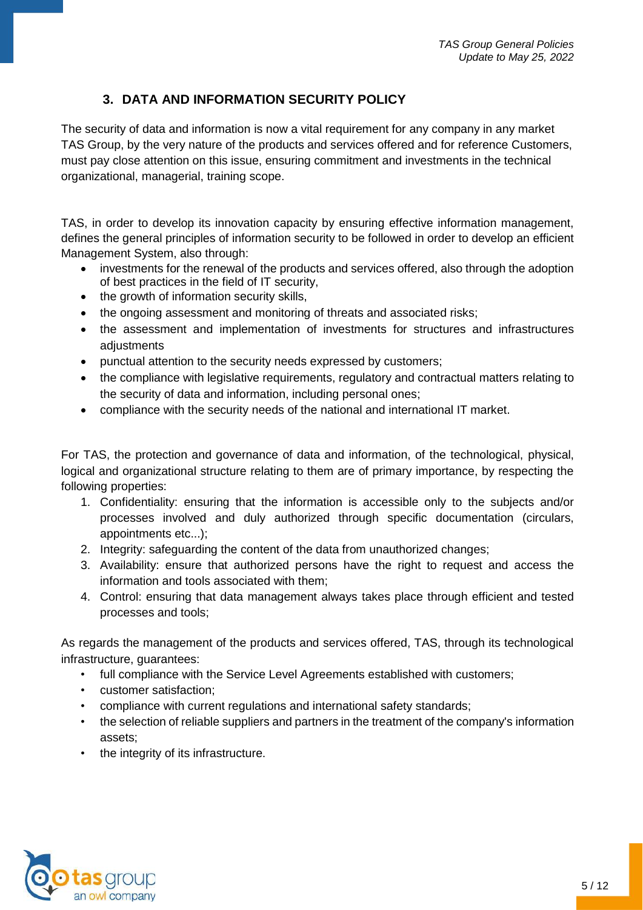## 3. DATA AND INFORMATION SECURITY POLICY

The security of data and information is now a vital requirement for any company in any market TAS Group, by the very nature of the products and services offered and for reference Customers, must pay close attention on this issue, ensuring commitment and investments in the technical organizational, managerial, training scope.

TAS, in order to develop its innovation capacity by ensuring effective information management, defines the general principles of information security to be followed in order to develop an efficient Management System, also through:

- investments for the renewal of the products and services offered, also through the adoption of best practices in the field of IT security,
- the growth of information security skills,
- the ongoing assessment and monitoring of threats and associated risks;
- the assessment and implementation of investments for structures and infrastructures adjustments
- punctual attention to the security needs expressed by customers;
- the compliance with legislative requirements, regulatory and contractual matters relating to the security of data and information, including personal ones;
- compliance with the security needs of the national and international IT market.

For TAS, the protection and governance of data and information, of the technological, physical, logical and organizational structure relating to them are of primary importance, by respecting the following properties:

1. Confidentiality: ensuring that the information is accessible only to the subjects and/or processes involved and duly authorized through specific documentation (circulars, appointments etc...);
2. Integrity: safeguarding the content of the data from unauthorized changes;
3. Availability: ensure that authorized persons have the right to request and access the information and tools associated with them;
4. Control: ensuring that data management always takes place through efficient and tested processes and tools;

As regards the management of the products and services offered, TAS, through its technological infrastructure, guarantees:

- full compliance with the Service Level Agreements established with customers;
- customer satisfaction;
- compliance with current regulations and international safety standards;
- the selection of reliable suppliers and partners in the treatment of the company's information assets;
- the integrity of its infrastructure.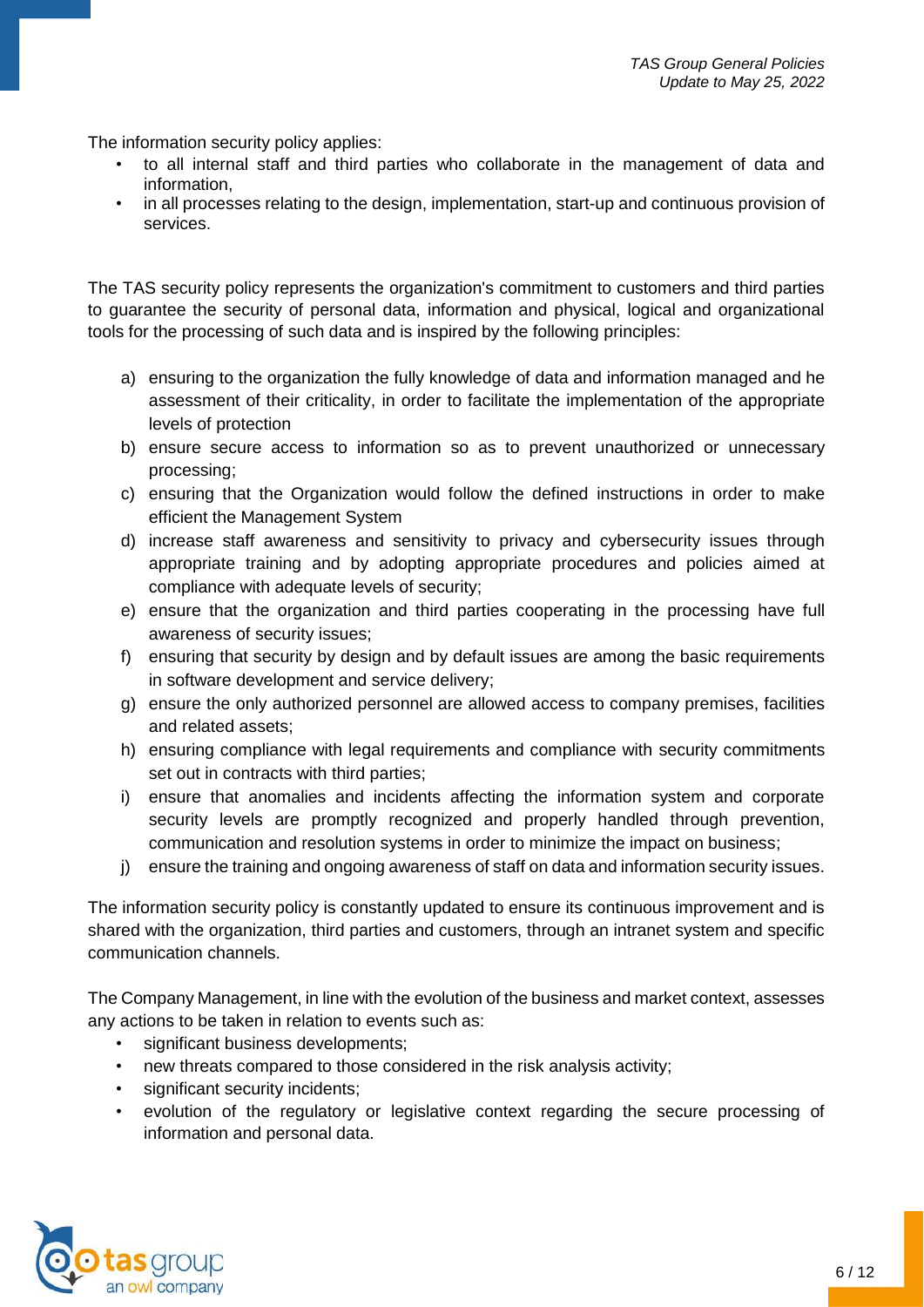The information security policy applies:

- to all internal staff and third parties who collaborate in the management of data and information,
- in all processes relating to the design, implementation, start-up and continuous provision of services.

The TAS security policy represents the organization's commitment to customers and third parties to guarantee the security of personal data, information and physical, logical and organizational tools for the processing of such data and is inspired by the following principles:

a) ensuring to the organization the fully knowledge of data and information managed and he assessment of their criticality, in order to facilitate the implementation of the appropriate levels of protection
b) ensure secure access to information so as to prevent unauthorized or unnecessary processing;
c) ensuring that the Organization would follow the defined instructions in order to make efficient the Management System
d) increase staff awareness and sensitivity to privacy and cybersecurity issues through appropriate training and by adopting appropriate procedures and policies aimed at compliance with adequate levels of security;
e) ensure that the organization and third parties cooperating in the processing have full awareness of security issues;
f) ensuring that security by design and by default issues are among the basic requirements in software development and service delivery;
g) ensure the only authorized personnel are allowed access to company premises, facilities and related assets;
h) ensuring compliance with legal requirements and compliance with security commitments set out in contracts with third parties;
i) ensure that anomalies and incidents affecting the information system and corporate security levels are promptly recognized and properly handled through prevention, communication and resolution systems in order to minimize the impact on business;
j) ensure the training and ongoing awareness of staff on data and information security issues.

The information security policy is constantly updated to ensure its continuous improvement and is shared with the organization, third parties and customers, through an intranet system and specific communication channels.

The Company Management, in line with the evolution of the business and market context, assesses any actions to be taken in relation to events such as:

- significant business developments;
- new threats compared to those considered in the risk analysis activity;
- significant security incidents;
- evolution of the regulatory or legislative context regarding the secure processing of information and personal data.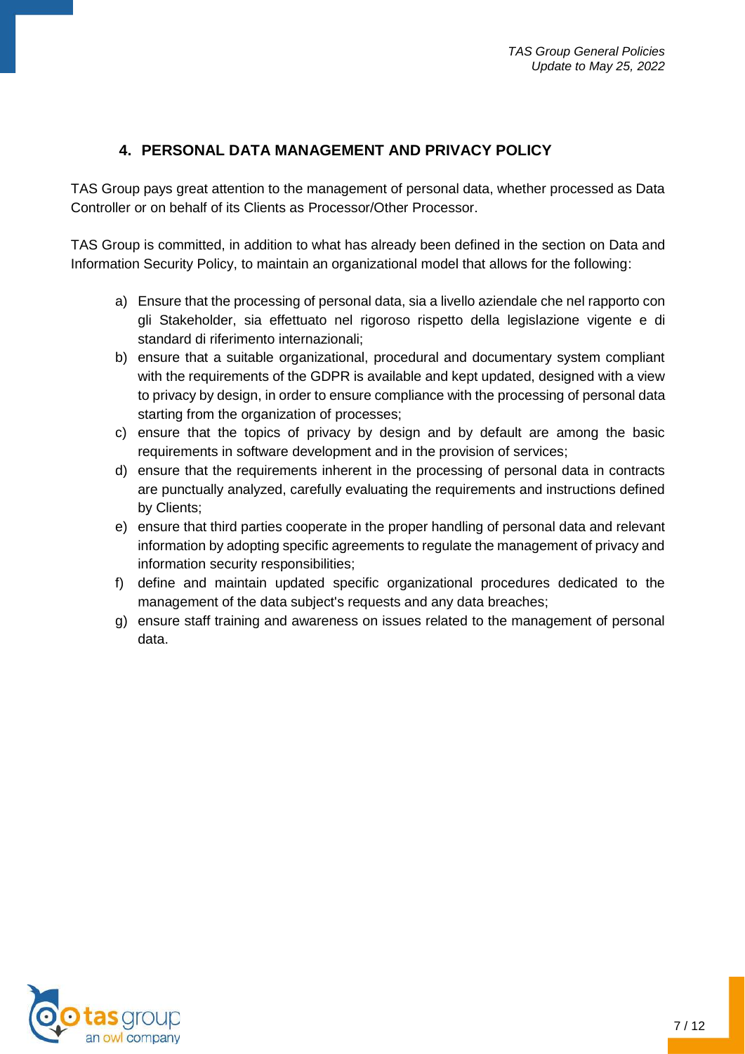## 4. PERSONAL DATA MANAGEMENT AND PRIVACY POLICY

TAS Group pays great attention to the management of personal data, whether processed as Data Controller or on behalf of its Clients as Processor/Other Processor.

TAS Group is committed, in addition to what has already been defined in the section on Data and Information Security Policy, to maintain an organizational model that allows for the following:

a) Ensure that the processing of personal data, sia a livello aziendale che nel rapporto con gli Stakeholder, sia effettuato nel rigoroso rispetto della legislazione vigente e di standard di riferimento internazionali;
b) ensure that a suitable organizational, procedural and documentary system compliant with the requirements of the GDPR is available and kept updated, designed with a view to privacy by design, in order to ensure compliance with the processing of personal data starting from the organization of processes;
c) ensure that the topics of privacy by design and by default are among the basic requirements in software development and in the provision of services;
d) ensure that the requirements inherent in the processing of personal data in contracts are punctually analyzed, carefully evaluating the requirements and instructions defined by Clients;
e) ensure that third parties cooperate in the proper handling of personal data and relevant information by adopting specific agreements to regulate the management of privacy and information security responsibilities;
f) define and maintain updated specific organizational procedures dedicated to the management of the data subject's requests and any data breaches;
g) ensure staff training and awareness on issues related to the management of personal data.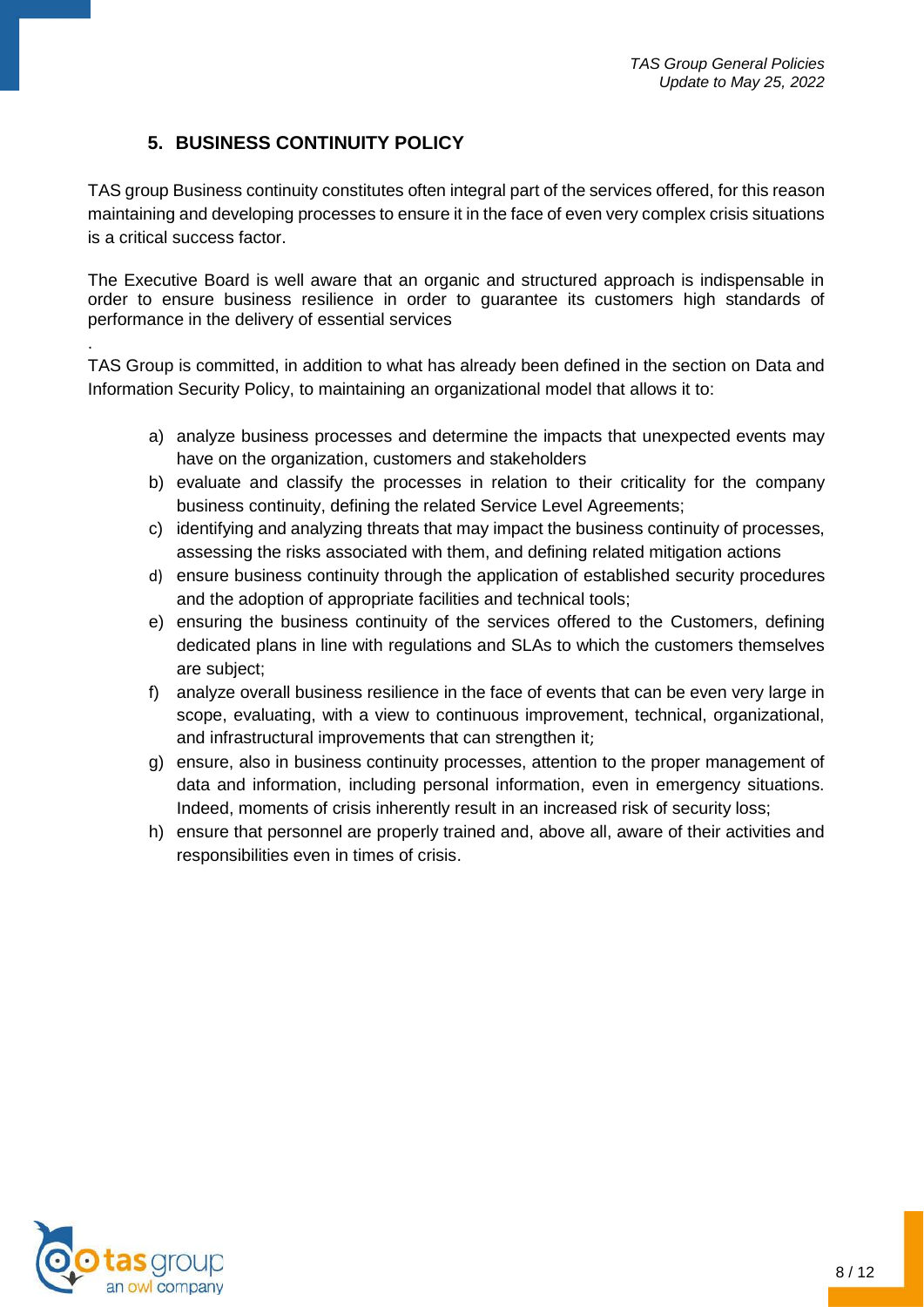## 5. BUSINESS CONTINUITY POLICY

TAS group Business continuity constitutes often integral part of the services offered, for this reason maintaining and developing processes to ensure it in the face of even very complex crisis situations is a critical success factor.

The Executive Board is well aware that an organic and structured approach is indispensable in order to ensure business resilience in order to guarantee its customers high standards of performance in the delivery of essential services

.

TAS Group is committed, in addition to what has already been defined in the section on Data and Information Security Policy, to maintaining an organizational model that allows it to:

a) analyze business processes and determine the impacts that unexpected events may have on the organization, customers and stakeholders
b) evaluate and classify the processes in relation to their criticality for the company business continuity, defining the related Service Level Agreements;
c) identifying and analyzing threats that may impact the business continuity of processes, assessing the risks associated with them, and defining related mitigation actions
d) ensure business continuity through the application of established security procedures and the adoption of appropriate facilities and technical tools;
e) ensuring the business continuity of the services offered to the Customers, defining dedicated plans in line with regulations and SLAs to which the customers themselves are subject;
f) analyze overall business resilience in the face of events that can be even very large in scope, evaluating, with a view to continuous improvement, technical, organizational, and infrastructural improvements that can strengthen it;
g) ensure, also in business continuity processes, attention to the proper management of data and information, including personal information, even in emergency situations. Indeed, moments of crisis inherently result in an increased risk of security loss;
h) ensure that personnel are properly trained and, above all, aware of their activities and responsibilities even in times of crisis.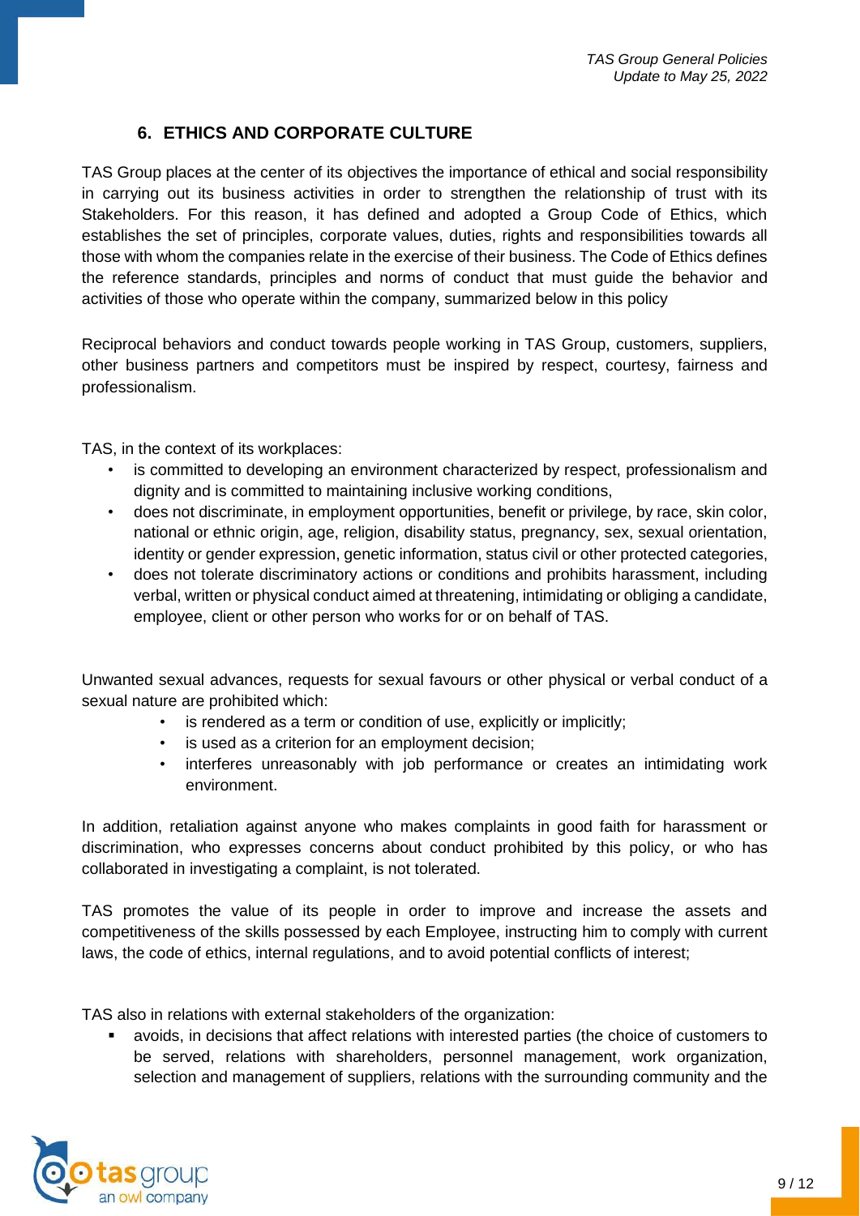## 6. ETHICS AND CORPORATE CULTURE

TAS Group places at the center of its objectives the importance of ethical and social responsibility in carrying out its business activities in order to strengthen the relationship of trust with its Stakeholders. For this reason, it has defined and adopted a Group Code of Ethics, which establishes the set of principles, corporate values, duties, rights and responsibilities towards all those with whom the companies relate in the exercise of their business. The Code of Ethics defines the reference standards, principles and norms of conduct that must guide the behavior and activities of those who operate within the company, summarized below in this policy

Reciprocal behaviors and conduct towards people working in TAS Group, customers, suppliers, other business partners and competitors must be inspired by respect, courtesy, fairness and professionalism.

TAS, in the context of its workplaces:

- is committed to developing an environment characterized by respect, professionalism and dignity and is committed to maintaining inclusive working conditions,
- does not discriminate, in employment opportunities, benefit or privilege, by race, skin color, national or ethnic origin, age, religion, disability status, pregnancy, sex, sexual orientation, identity or gender expression, genetic information, status civil or other protected categories,
- does not tolerate discriminatory actions or conditions and prohibits harassment, including verbal, written or physical conduct aimed at threatening, intimidating or obliging a candidate, employee, client or other person who works for or on behalf of TAS.

Unwanted sexual advances, requests for sexual favours or other physical or verbal conduct of a sexual nature are prohibited which:

- is rendered as a term or condition of use, explicitly or implicitly;
- is used as a criterion for an employment decision;
- interferes unreasonably with job performance or creates an intimidating work environment.

In addition, retaliation against anyone who makes complaints in good faith for harassment or discrimination, who expresses concerns about conduct prohibited by this policy, or who has collaborated in investigating a complaint, is not tolerated.

TAS promotes the value of its people in order to improve and increase the assets and competitiveness of the skills possessed by each Employee, instructing him to comply with current laws, the code of ethics, internal regulations, and to avoid potential conflicts of interest;

TAS also in relations with external stakeholders of the organization:

- avoids, in decisions that affect relations with interested parties (the choice of customers to be served, relations with shareholders, personnel management, work organization, selection and management of suppliers, relations with the surrounding community and the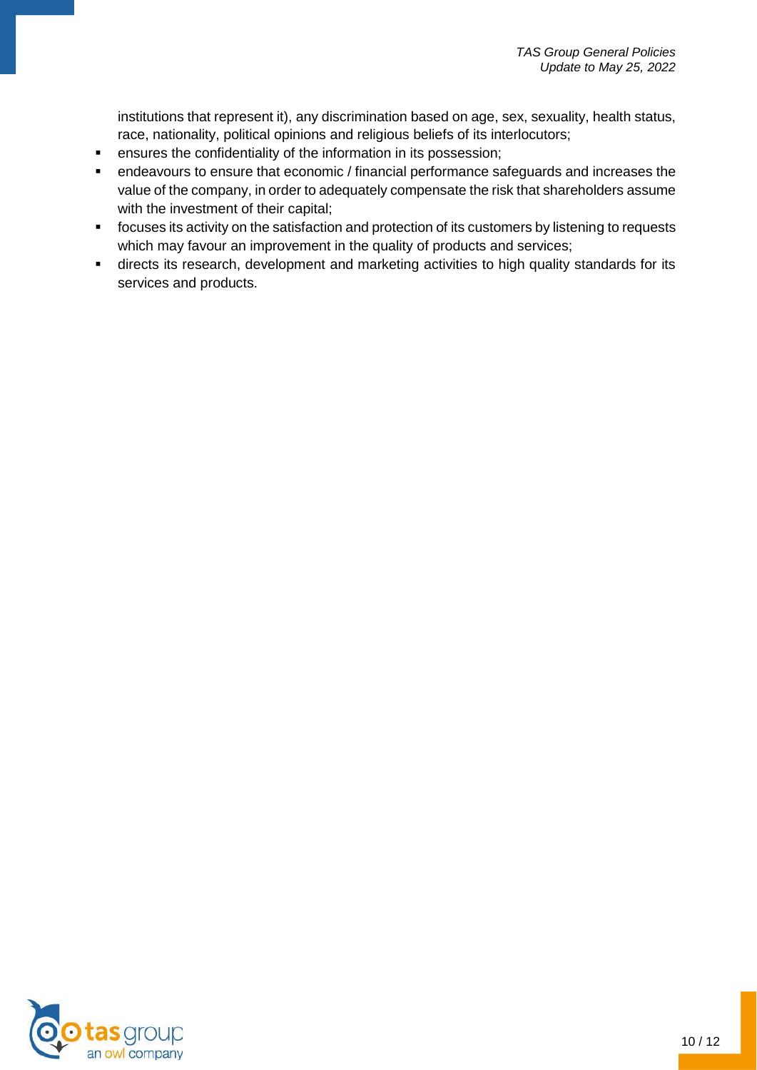institutions that represent it), any discrimination based on age, sex, sexuality, health status, race, nationality, political opinions and religious beliefs of its interlocutors;

- ensures the confidentiality of the information in its possession;
- endeavours to ensure that economic / financial performance safeguards and increases the value of the company, in order to adequately compensate the risk that shareholders assume with the investment of their capital;
- focuses its activity on the satisfaction and protection of its customers by listening to requests which may favour an improvement in the quality of products and services;
- directs its research, development and marketing activities to high quality standards for its services and products.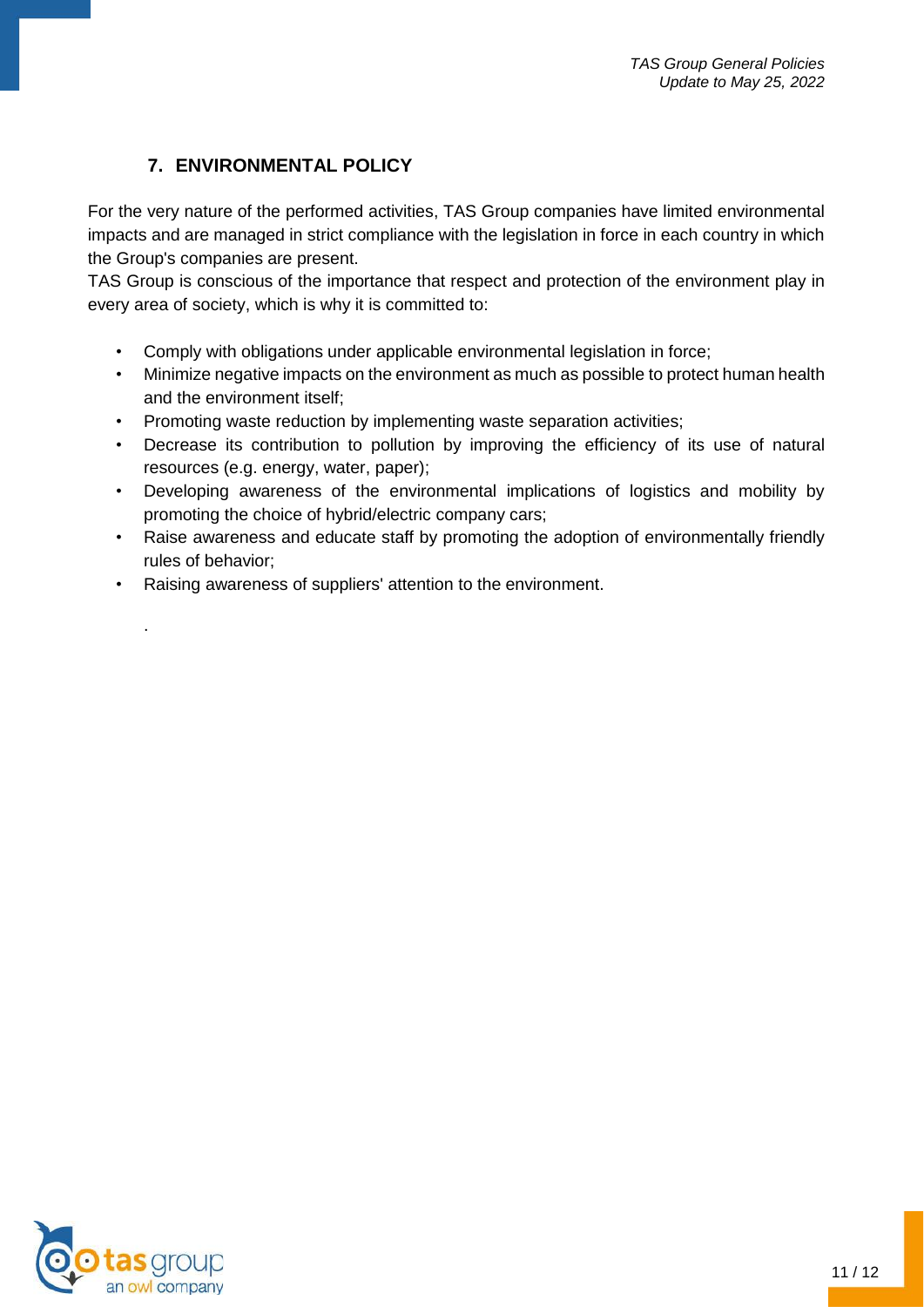## 7. ENVIRONMENTAL POLICY

For the very nature of the performed activities, TAS Group companies have limited environmental impacts and are managed in strict compliance with the legislation in force in each country in which the Group's companies are present.

TAS Group is conscious of the importance that respect and protection of the environment play in every area of society, which is why it is committed to:

- Comply with obligations under applicable environmental legislation in force;
- Minimize negative impacts on the environment as much as possible to protect human health and the environment itself;
- Promoting waste reduction by implementing waste separation activities;
- Decrease its contribution to pollution by improving the efficiency of its use of natural resources (e.g. energy, water, paper);
- Developing awareness of the environmental implications of logistics and mobility by promoting the choice of hybrid/electric company cars;
- Raise awareness and educate staff by promoting the adoption of environmentally friendly rules of behavior;
- Raising awareness of suppliers' attention to the environment.

.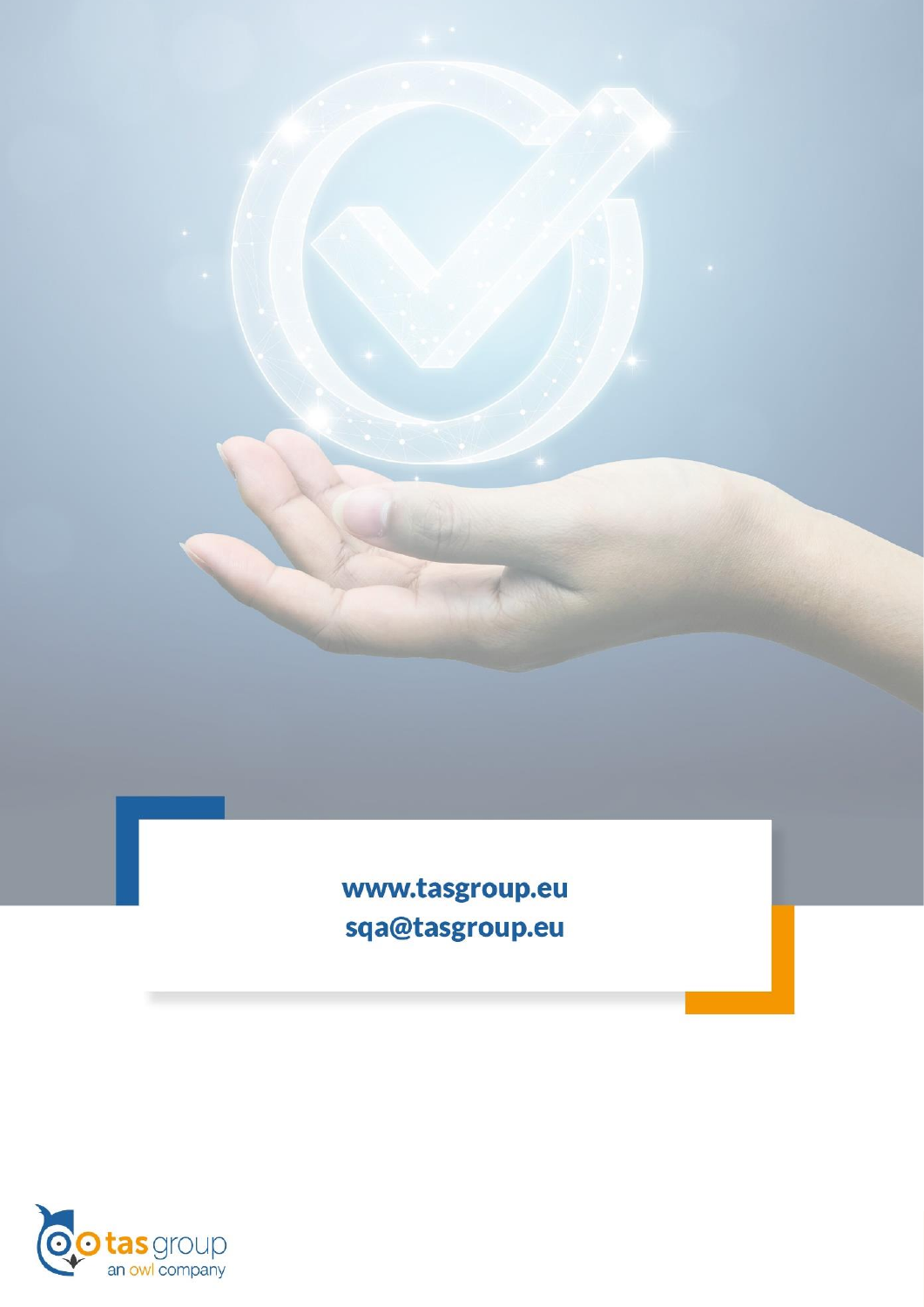www.tasgroup.eu
sqa@tasgroup.eu

tas group
an owl company